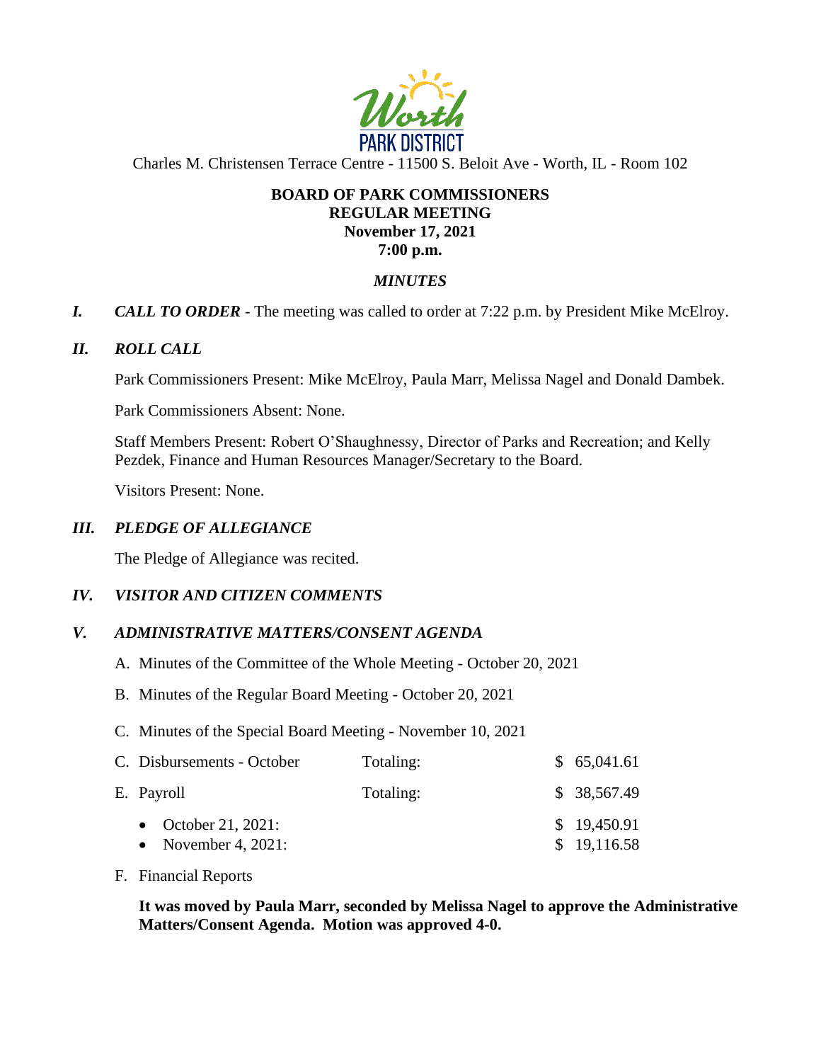Charles M. Christensen Terrace Centre - 11500 S. Beloit Ave - Worth, IL - Room 102

**BOARD OF PARK COMMISSIONERS**
**REGULAR MEETING**
**November 17, 2021**
**7:00 p.m.**

***MINUTES***

***I. CALL TO ORDER*** - The meeting was called to order at 7:22 p.m. by President Mike McElroy.

***II. ROLL CALL***

Park Commissioners Present: Mike McElroy, Paula Marr, Melissa Nagel and Donald Dambek.

Park Commissioners Absent: None.

Staff Members Present: Robert O'Shaughnessy, Director of Parks and Recreation; and Kelly Pezdek, Finance and Human Resources Manager/Secretary to the Board.

Visitors Present: None.

***III. PLEDGE OF ALLEGIANCE***

The Pledge of Allegiance was recited.

***IV. VISITOR AND CITIZEN COMMENTS***

***V. ADMINISTRATIVE MATTERS/CONSENT AGENDA***

A. Minutes of the Committee of the Whole Meeting - October 20, 2021

B. Minutes of the Regular Board Meeting - October 20, 2021

C. Minutes of the Special Board Meeting - November 10, 2021

| | | |
|---|---|---|
| C. Disbursements - October | Totaling: | $ 65,041.61 |
| E. Payroll | Totaling: | $ 38,567.49 |
| • October 21, 2021: | | $ 19,450.91 |
| • November 4, 2021: | | $ 19,116.58 |

F. Financial Reports

**It was moved by Paula Marr, seconded by Melissa Nagel to approve the Administrative Matters/Consent Agenda. Motion was approved 4-0.**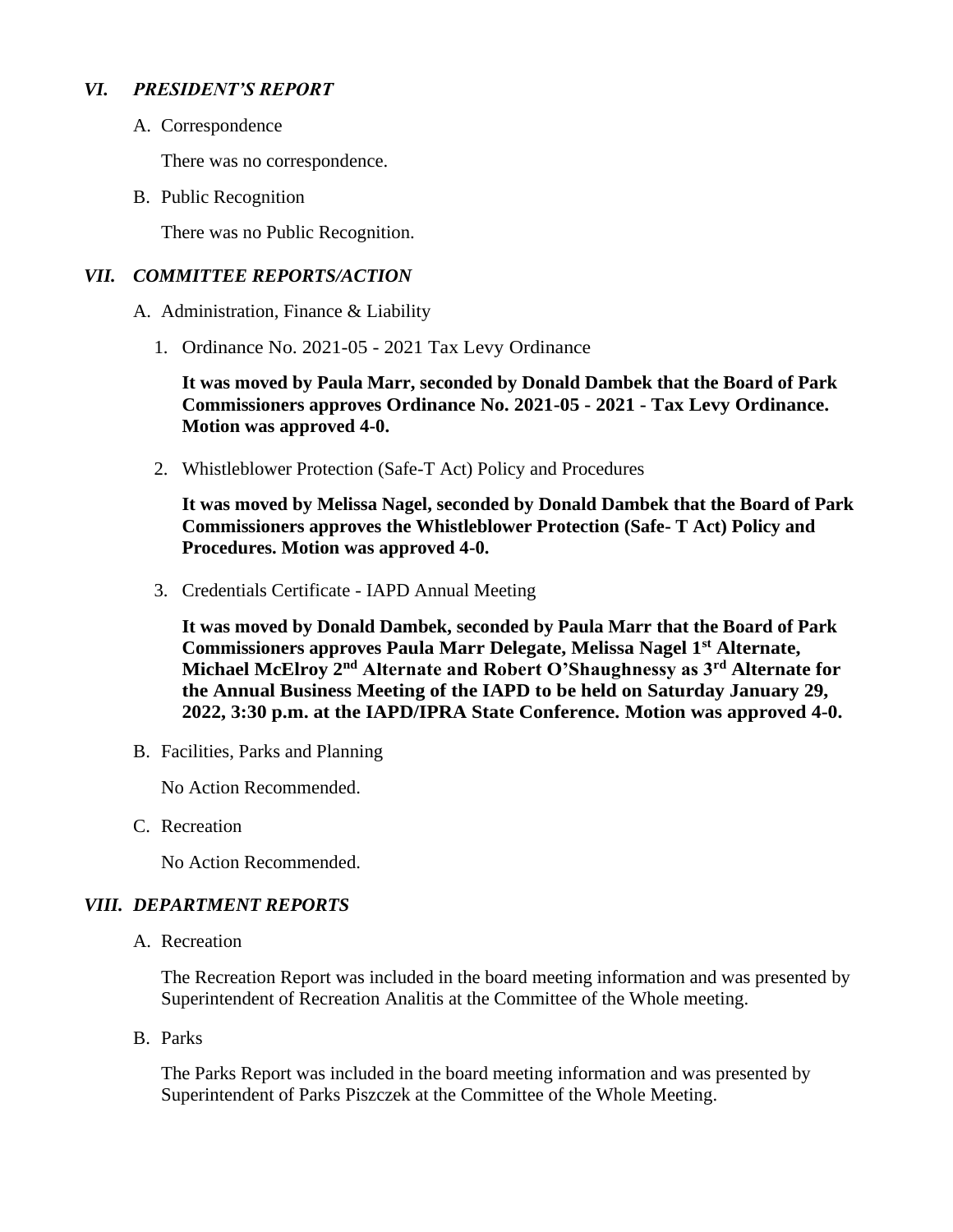## *VI. PRESIDENT'S REPORT*

A. Correspondence

There was no correspondence.

B. Public Recognition

There was no Public Recognition.

## *VII. COMMITTEE REPORTS/ACTION*

A. Administration, Finance & Liability

1. Ordinance No. 2021-05 - 2021 Tax Levy Ordinance

   **It was moved by Paula Marr, seconded by Donald Dambek that the Board of Park Commissioners approves Ordinance No. 2021-05 - 2021 - Tax Levy Ordinance. Motion was approved 4-0.**

2. Whistleblower Protection (Safe-T Act) Policy and Procedures

   **It was moved by Melissa Nagel, seconded by Donald Dambek that the Board of Park Commissioners approves the Whistleblower Protection (Safe- T Act) Policy and Procedures. Motion was approved 4-0.**

3. Credentials Certificate - IAPD Annual Meeting

   **It was moved by Donald Dambek, seconded by Paula Marr that the Board of Park Commissioners approves Paula Marr Delegate, Melissa Nagel 1st Alternate, Michael McElroy 2nd Alternate and Robert O'Shaughnessy as 3rd Alternate for the Annual Business Meeting of the IAPD to be held on Saturday January 29, 2022, 3:30 p.m. at the IAPD/IPRA State Conference. Motion was approved 4-0.**

B. Facilities, Parks and Planning

No Action Recommended.

C. Recreation

No Action Recommended.

## *VIII. DEPARTMENT REPORTS*

A. Recreation

The Recreation Report was included in the board meeting information and was presented by Superintendent of Recreation Analitis at the Committee of the Whole meeting.

B. Parks

The Parks Report was included in the board meeting information and was presented by Superintendent of Parks Piszczek at the Committee of the Whole Meeting.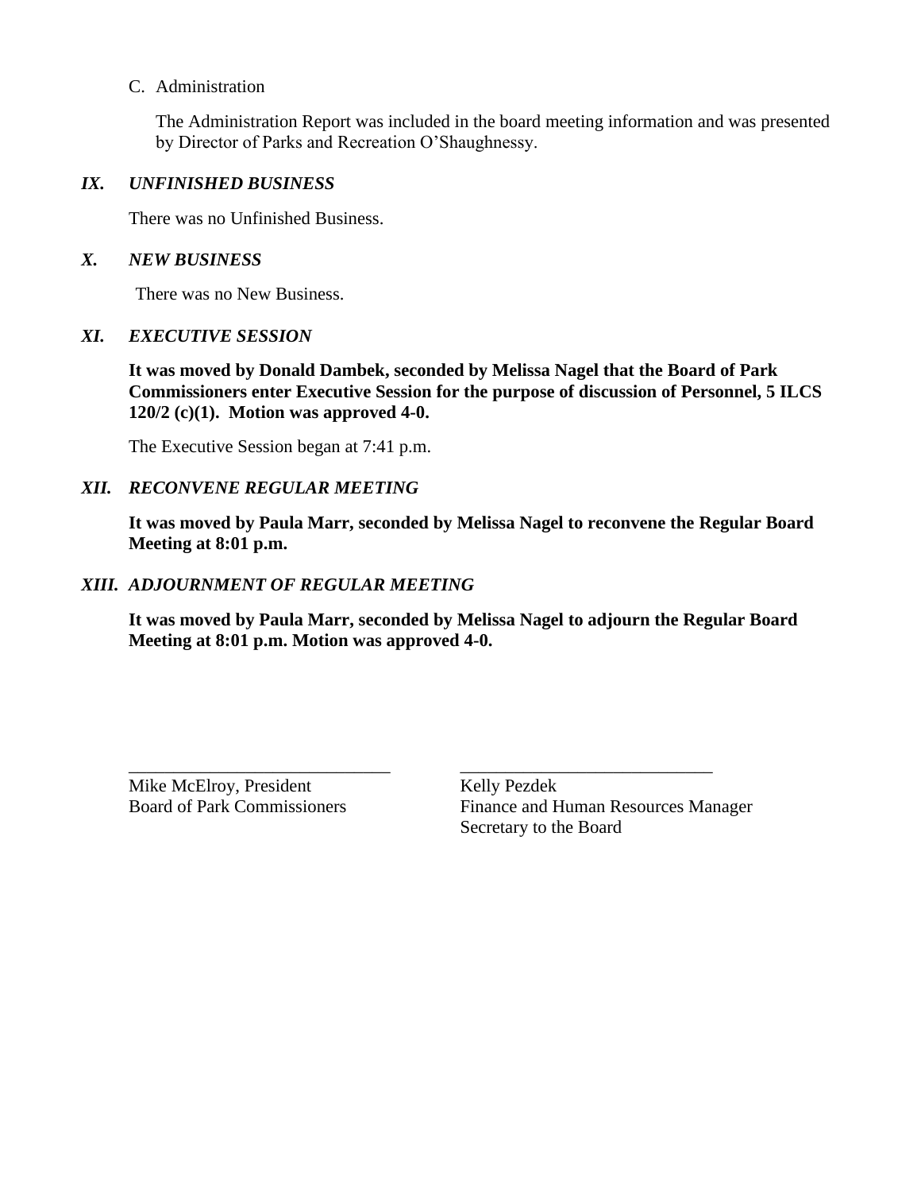C. Administration

The Administration Report was included in the board meeting information and was presented by Director of Parks and Recreation O'Shaughnessy.

### *IX. UNFINISHED BUSINESS*

There was no Unfinished Business.

### *X. NEW BUSINESS*

There was no New Business.

### *XI. EXECUTIVE SESSION*

**It was moved by Donald Dambek, seconded by Melissa Nagel that the Board of Park Commissioners enter Executive Session for the purpose of discussion of Personnel, 5 ILCS 120/2 (c)(1). Motion was approved 4-0.**

The Executive Session began at 7:41 p.m.

### *XII. RECONVENE REGULAR MEETING*

**It was moved by Paula Marr, seconded by Melissa Nagel to reconvene the Regular Board Meeting at 8:01 p.m.**

### *XIII. ADJOURNMENT OF REGULAR MEETING*

**It was moved by Paula Marr, seconded by Melissa Nagel to adjourn the Regular Board Meeting at 8:01 p.m. Motion was approved 4-0.**

\_\_\_\_\_\_\_\_\_\_\_\_\_\_\_\_\_\_\_\_\_\_\_\_\_\_\_\_\_\_
Mike McElroy, President
Board of Park Commissioners

\_\_\_\_\_\_\_\_\_\_\_\_\_\_\_\_\_\_\_\_\_\_\_\_\_\_\_\_\_\_
Kelly Pezdek
Finance and Human Resources Manager
Secretary to the Board